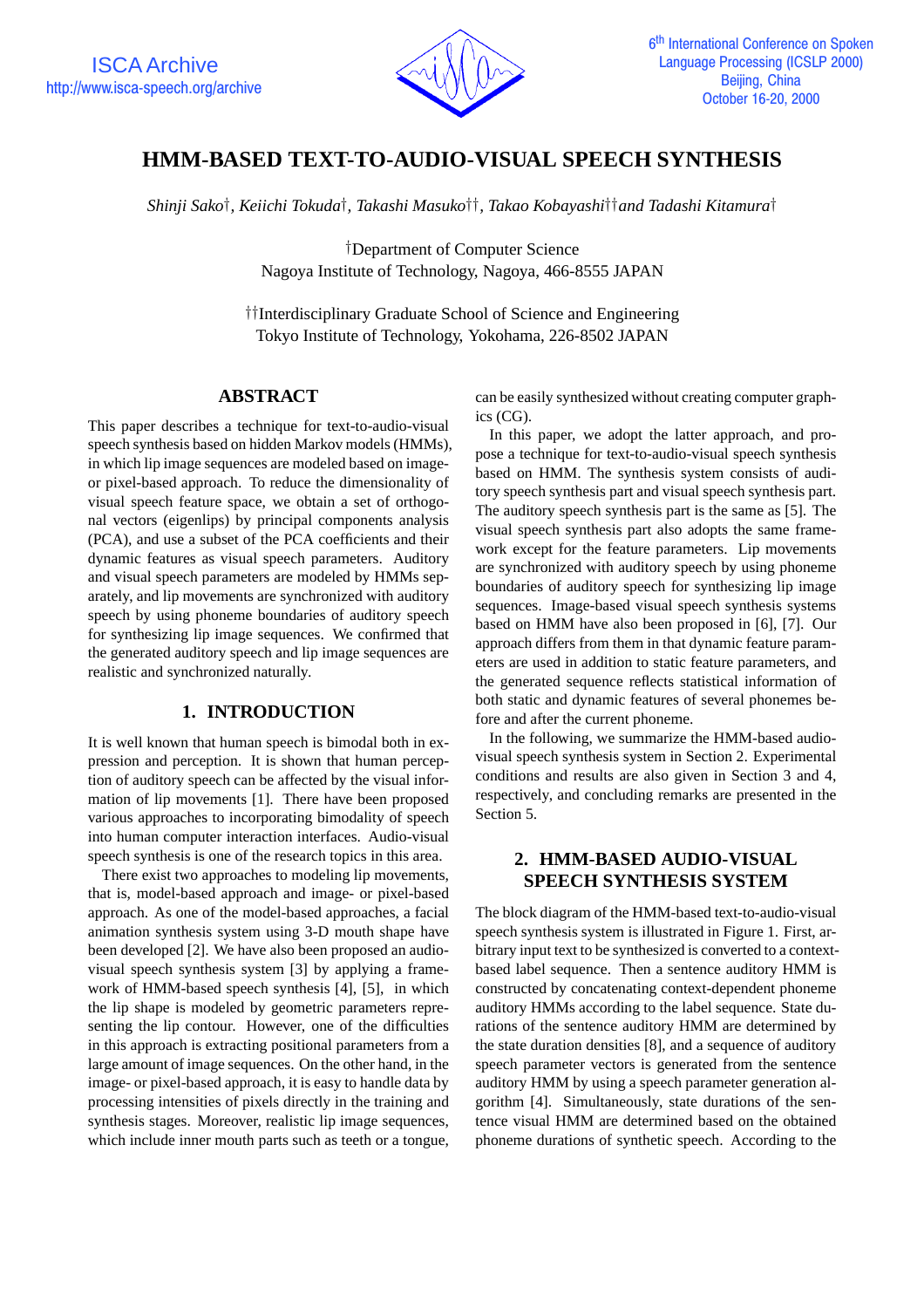# HMM-BASED TEXT-TO-AUDIO-VISUAL SPEECH SYNTHESIS

*Shinji Sako*†, *Keiichi Tokuda*†, *Takashi Masuko*††, *Takao Kobayashi*†† *and Tadashi Kitamura*†

†Department of Computer Science
Nagoya Institute of Technology, Nagoya, 466-8555 JAPAN

††Interdisciplinary Graduate School of Science and Engineering
Tokyo Institute of Technology, Yokohama, 226-8502 JAPAN

## ABSTRACT

This paper describes a technique for text-to-audio-visual speech synthesis based on hidden Markov models (HMMs), in which lip image sequences are modeled based on image- or pixel-based approach. To reduce the dimensionality of visual speech feature space, we obtain a set of orthogonal vectors (eigenlips) by principal components analysis (PCA), and use a subset of the PCA coefficients and their dynamic features as visual speech parameters. Auditory and visual speech parameters are modeled by HMMs separately, and lip movements are synchronized with auditory speech by using phoneme boundaries of auditory speech for synthesizing lip image sequences. We confirmed that the generated auditory speech and lip image sequences are realistic and synchronized naturally.

## 1. INTRODUCTION

It is well known that human speech is bimodal both in expression and perception. It is shown that human perception of auditory speech can be affected by the visual information of lip movements [1]. There have been proposed various approaches to incorporating bimodality of speech into human computer interaction interfaces. Audio-visual speech synthesis is one of the research topics in this area.

There exist two approaches to modeling lip movements, that is, model-based approach and image- or pixel-based approach. As one of the model-based approaches, a facial animation synthesis system using 3-D mouth shape have been developed [2]. We have also been proposed an audio-visual speech synthesis system [3] by applying a framework of HMM-based speech synthesis [4], [5], in which the lip shape is modeled by geometric parameters representing the lip contour. However, one of the difficulties in this approach is extracting positional parameters from a large amount of image sequences. On the other hand, in the image- or pixel-based approach, it is easy to handle data by processing intensities of pixels directly in the training and synthesis stages. Moreover, realistic lip image sequences, which include inner mouth parts such as teeth or a tongue, can be easily synthesized without creating computer graphics (CG).

In this paper, we adopt the latter approach, and propose a technique for text-to-audio-visual speech synthesis based on HMM. The synthesis system consists of auditory speech synthesis part and visual speech synthesis part. The auditory speech synthesis part is the same as [5]. The visual speech synthesis part also adopts the same framework except for the feature parameters. Lip movements are synchronized with auditory speech by using phoneme boundaries of auditory speech for synthesizing lip image sequences. Image-based visual speech synthesis systems based on HMM have also been proposed in [6], [7]. Our approach differs from them in that dynamic feature parameters are used in addition to static feature parameters, and the generated sequence reflects statistical information of both static and dynamic features of several phonemes before and after the current phoneme.

In the following, we summarize the HMM-based audio-visual speech synthesis system in Section 2. Experimental conditions and results are also given in Section 3 and 4, respectively, and concluding remarks are presented in the Section 5.

## 2. HMM-BASED AUDIO-VISUAL SPEECH SYNTHESIS SYSTEM

The block diagram of the HMM-based text-to-audio-visual speech synthesis system is illustrated in Figure 1. First, arbitrary input text to be synthesized is converted to a context-based label sequence. Then a sentence auditory HMM is constructed by concatenating context-dependent phoneme auditory HMMs according to the label sequence. State durations of the sentence auditory HMM are determined by the state duration densities [8], and a sequence of auditory speech parameter vectors is generated from the sentence auditory HMM by using a speech parameter generation algorithm [4]. Simultaneously, state durations of the sentence visual HMM are determined based on the obtained phoneme durations of synthetic speech. According to the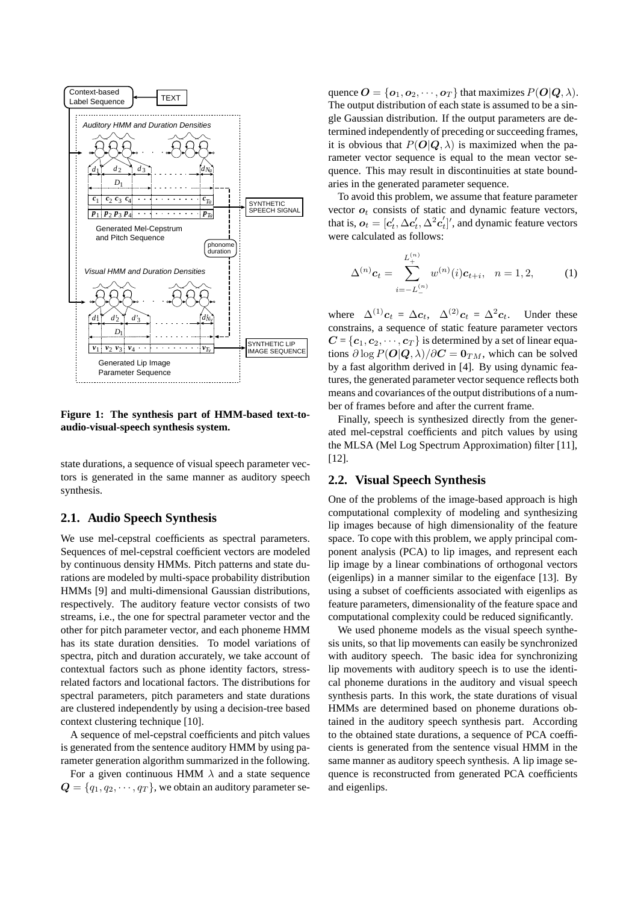**Figure 1: The synthesis part of HMM-based text-to-audio-visual-speech synthesis system.**

state durations, a sequence of visual speech parameter vectors is generated in the same manner as auditory speech synthesis.

## 2.1. Audio Speech Synthesis

We use mel-cepstral coefficients as spectral parameters. Sequences of mel-cepstral coefficient vectors are modeled by continuous density HMMs. Pitch patterns and state durations are modeled by multi-space probability distribution HMMs [9] and multi-dimensional Gaussian distributions, respectively. The auditory feature vector consists of two streams, i.e., the one for spectral parameter vector and the other for pitch parameter vector, and each phoneme HMM has its state duration densities. To model variations of spectra, pitch and duration accurately, we take account of contextual factors such as phone identity factors, stress-related factors and locational factors. The distributions for spectral parameters, pitch parameters and state durations are clustered independently by using a decision-tree based context clustering technique [10].

A sequence of mel-cepstral coefficients and pitch values is generated from the sentence auditory HMM by using parameter generation algorithm summarized in the following.

For a given continuous HMM $\lambda$ and a state sequence $\boldsymbol{Q} = \{q_1, q_2, \cdots, q_T\}$, we obtain an auditory parameter sequence $\boldsymbol{O} = \{\boldsymbol{o}_1, \boldsymbol{o}_2, \cdots, \boldsymbol{o}_T\}$ that maximizes $P(\boldsymbol{O}|\boldsymbol{Q}, \lambda)$. The output distribution of each state is assumed to be a single Gaussian distribution. If the output parameters are determined independently of preceding or succeeding frames, it is obvious that $P(\boldsymbol{O}|\boldsymbol{Q}, \lambda)$ is maximized when the parameter vector sequence is equal to the mean vector sequence. This may result in discontinuities at state boundaries in the generated parameter sequence.

To avoid this problem, we assume that feature parameter vector $\boldsymbol{o}_t$ consists of static and dynamic feature vectors, that is, $\boldsymbol{o}_t = [\boldsymbol{c}_t', \Delta\boldsymbol{c}_t', \Delta^2\boldsymbol{c}_t']'$, and dynamic feature vectors were calculated as follows:

$$\Delta^{(n)}\boldsymbol{c}_t = \sum_{i=-L_-^{(n)}}^{L_+^{(n)}} w^{(n)}(i)\boldsymbol{c}_{t+i}, \quad n = 1, 2, \tag{1}$$

where $\Delta^{(1)}\boldsymbol{c}_t = \Delta\boldsymbol{c}_t$, $\Delta^{(2)}\boldsymbol{c}_t = \Delta^2\boldsymbol{c}_t$. Under these constrains, a sequence of static feature parameter vectors $\boldsymbol{C} = \{\boldsymbol{c}_1, \boldsymbol{c}_2, \cdots, \boldsymbol{c}_T\}$ is determined by a set of linear equations $\partial \log P(\boldsymbol{O}|\boldsymbol{Q}, \lambda)/\partial \boldsymbol{C} = \boldsymbol{0}_{TM}$, which can be solved by a fast algorithm derived in [4]. By using dynamic features, the generated parameter vector sequence reflects both means and covariances of the output distributions of a number of frames before and after the current frame.

Finally, speech is synthesized directly from the generated mel-cepstral coefficients and pitch values by using the MLSA (Mel Log Spectrum Approximation) filter [11], [12].

## 2.2. Visual Speech Synthesis

One of the problems of the image-based approach is high computational complexity of modeling and synthesizing lip images because of high dimensionality of the feature space. To cope with this problem, we apply principal component analysis (PCA) to lip images, and represent each lip image by a linear combinations of orthogonal vectors (eigenlips) in a manner similar to the eigenface [13]. By using a subset of coefficients associated with eigenlips as feature parameters, dimensionality of the feature space and computational complexity could be reduced significantly.

We used phoneme models as the visual speech synthesis units, so that lip movements can easily be synchronized with auditory speech. The basic idea for synchronizing lip movements with auditory speech is to use the identical phoneme durations in the auditory and visual speech synthesis parts. In this work, the state durations of visual HMMs are determined based on phoneme durations obtained in the auditory speech synthesis part. According to the obtained state durations, a sequence of PCA coefficients is generated from the sentence visual HMM in the same manner as auditory speech synthesis. A lip image sequence is reconstructed from generated PCA coefficients and eigenlips.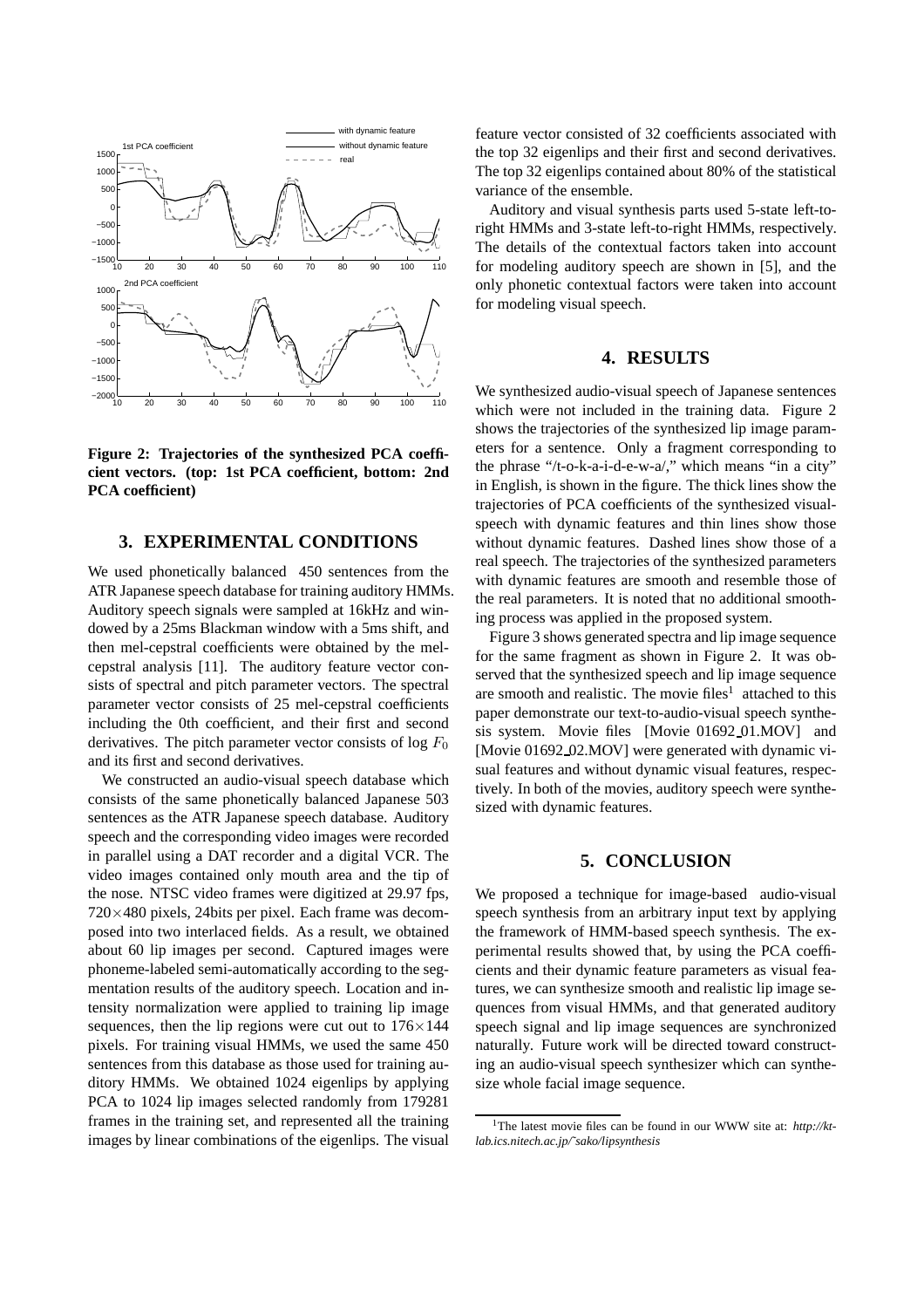Figure 2: Trajectories of the synthesized PCA coefficient vectors. (top: 1st PCA coefficient, bottom: 2nd PCA coefficient)

## 3. EXPERIMENTAL CONDITIONS

We used phonetically balanced 450 sentences from the ATR Japanese speech database for training auditory HMMs. Auditory speech signals were sampled at 16kHz and windowed by a 25ms Blackman window with a 5ms shift, and then mel-cepstral coefficients were obtained by the mel-cepstral analysis [11]. The auditory feature vector consists of spectral and pitch parameter vectors. The spectral parameter vector consists of 25 mel-cepstral coefficients including the 0th coefficient, and their first and second derivatives. The pitch parameter vector consists of log $F_0$ and its first and second derivatives.

We constructed an audio-visual speech database which consists of the same phonetically balanced Japanese 503 sentences as the ATR Japanese speech database. Auditory speech and the corresponding video images were recorded in parallel using a DAT recorder and a digital VCR. The video images contained only mouth area and the tip of the nose. NTSC video frames were digitized at 29.97 fps, $720\times480$ pixels, 24bits per pixel. Each frame was decomposed into two interlaced fields. As a result, we obtained about 60 lip images per second. Captured images were phoneme-labeled semi-automatically according to the segmentation results of the auditory speech. Location and intensity normalization were applied to training lip image sequences, then the lip regions were cut out to $176\times144$ pixels. For training visual HMMs, we used the same 450 sentences from this database as those used for training auditory HMMs. We obtained 1024 eigenlips by applying PCA to 1024 lip images selected randomly from 179281 frames in the training set, and represented all the training images by linear combinations of the eigenlips. The visual feature vector consisted of 32 coefficients associated with the top 32 eigenlips and their first and second derivatives. The top 32 eigenlips contained about 80% of the statistical variance of the ensemble.

Auditory and visual synthesis parts used 5-state left-to-right HMMs and 3-state left-to-right HMMs, respectively. The details of the contextual factors taken into account for modeling auditory speech are shown in [5], and the only phonetic contextual factors were taken into account for modeling visual speech.

## 4. RESULTS

We synthesized audio-visual speech of Japanese sentences which were not included in the training data. Figure 2 shows the trajectories of the synthesized lip image parameters for a sentence. Only a fragment corresponding to the phrase "/t-o-k-a-i-d-e-w-a/," which means "in a city" in English, is shown in the figure. The thick lines show the trajectories of PCA coefficients of the synthesized visual-speech with dynamic features and thin lines show those without dynamic features. Dashed lines show those of a real speech. The trajectories of the synthesized parameters with dynamic features are smooth and resemble those of the real parameters. It is noted that no additional smoothing process was applied in the proposed system.

Figure 3 shows generated spectra and lip image sequence for the same fragment as shown in Figure 2. It was observed that the synthesized speech and lip image sequence are smooth and realistic. The movie files[1] attached to this paper demonstrate our text-to-audio-visual speech synthesis system. Movie files [Movie 01692_01.MOV] and [Movie 01692_02.MOV] were generated with dynamic visual features and without dynamic visual features, respectively. In both of the movies, auditory speech were synthesized with dynamic features.

## 5. CONCLUSION

We proposed a technique for image-based audio-visual speech synthesis from an arbitrary input text by applying the framework of HMM-based speech synthesis. The experimental results showed that, by using the PCA coefficients and their dynamic feature parameters as visual features, we can synthesize smooth and realistic lip image sequences from visual HMMs, and that generated auditory speech signal and lip image sequences are synchronized naturally. Future work will be directed toward constructing an audio-visual speech synthesizer which can synthesize whole facial image sequence.

[1] The latest movie files can be found in our WWW site at: *http://kt-lab.ics.nitech.ac.jp/~sako/lipsynthesis*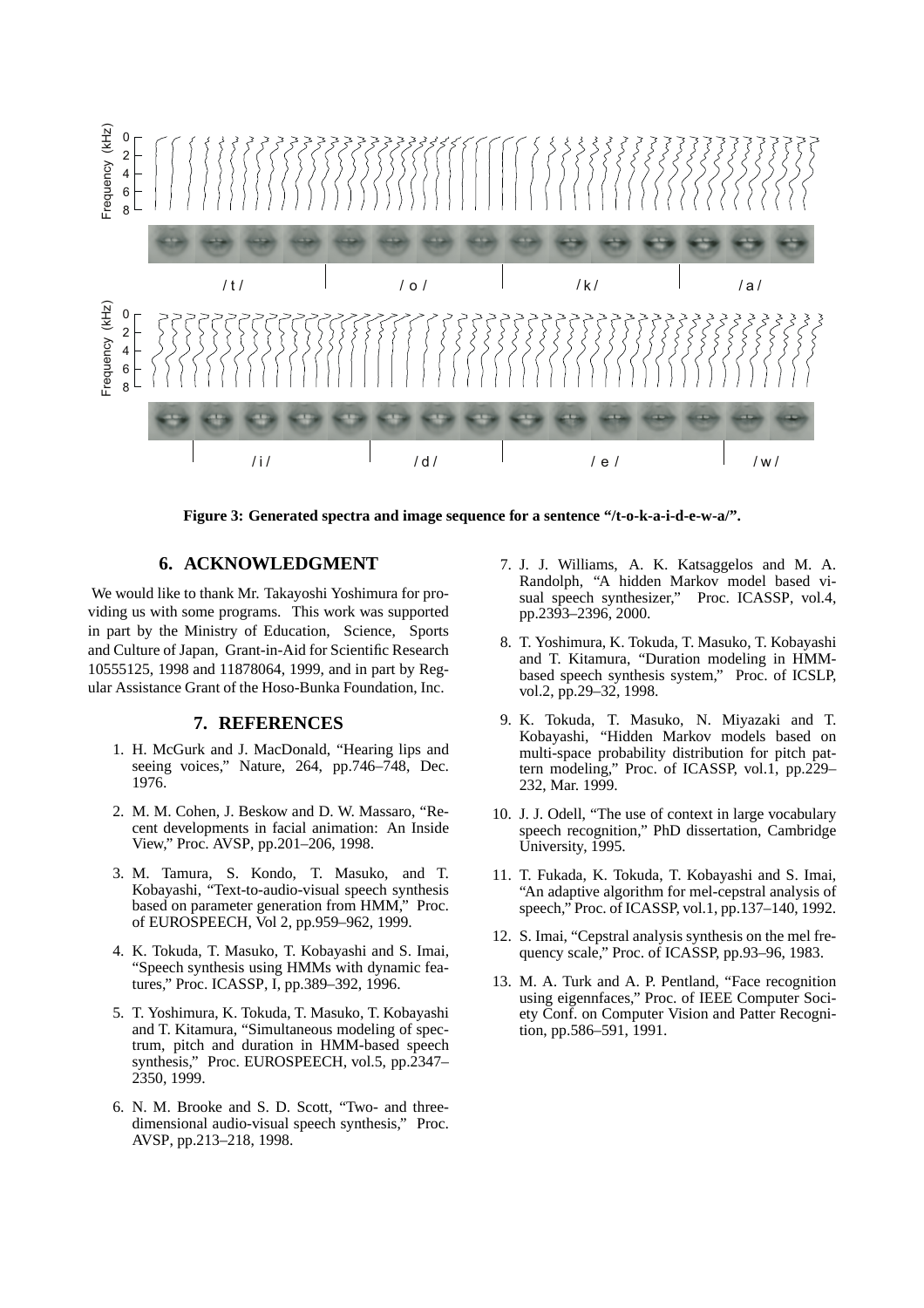Frequency (kHz)
0
2
4
6
8

/ t /
/ o /
/ k /
/ a /

Frequency (kHz)
0
2
4
6
8

/ i /
/ d /
/ e /
/ w /

**Figure 3: Generated spectra and image sequence for a sentence "/t-o-k-a-i-d-e-w-a/".**

## 6. ACKNOWLEDGMENT

We would like to thank Mr. Takayoshi Yoshimura for providing us with some programs. This work was supported in part by the Ministry of Education, Science, Sports and Culture of Japan, Grant-in-Aid for Scientific Research 10555125, 1998 and 11878064, 1999, and in part by Regular Assistance Grant of the Hoso-Bunka Foundation, Inc.

## 7. REFERENCES

1. H. McGurk and J. MacDonald, "Hearing lips and seeing voices," Nature, 264, pp.746–748, Dec. 1976.

2. M. M. Cohen, J. Beskow and D. W. Massaro, "Recent developments in facial animation: An Inside View," Proc. AVSP, pp.201–206, 1998.

3. M. Tamura, S. Kondo, T. Masuko, and T. Kobayashi, "Text-to-audio-visual speech synthesis based on parameter generation from HMM," Proc. of EUROSPEECH, Vol 2, pp.959–962, 1999.

4. K. Tokuda, T. Masuko, T. Kobayashi and S. Imai, "Speech synthesis using HMMs with dynamic features," Proc. ICASSP, I, pp.389–392, 1996.

5. T. Yoshimura, K. Tokuda, T. Masuko, T. Kobayashi and T. Kitamura, "Simultaneous modeling of spectrum, pitch and duration in HMM-based speech synthesis," Proc. EUROSPEECH, vol.5, pp.2347–2350, 1999.

6. N. M. Brooke and S. D. Scott, "Two- and three-dimensional audio-visual speech synthesis," Proc. AVSP, pp.213–218, 1998.

7. J. J. Williams, A. K. Katsaggelos and M. A. Randolph, "A hidden Markov model based visual speech synthesizer," Proc. ICASSP, vol.4, pp.2393–2396, 2000.

8. T. Yoshimura, K. Tokuda, T. Masuko, T. Kobayashi and T. Kitamura, "Duration modeling in HMM-based speech synthesis system," Proc. of ICSLP, vol.2, pp.29–32, 1998.

9. K. Tokuda, T. Masuko, N. Miyazaki and T. Kobayashi, "Hidden Markov models based on multi-space probability distribution for pitch pattern modeling," Proc. of ICASSP, vol.1, pp.229–232, Mar. 1999.

10. J. J. Odell, "The use of context in large vocabulary speech recognition," PhD dissertation, Cambridge University, 1995.

11. T. Fukada, K. Tokuda, T. Kobayashi and S. Imai, "An adaptive algorithm for mel-cepstral analysis of speech," Proc. of ICASSP, vol.1, pp.137–140, 1992.

12. S. Imai, "Cepstral analysis synthesis on the mel frequency scale," Proc. of ICASSP, pp.93–96, 1983.

13. M. A. Turk and A. P. Pentland, "Face recognition using eigennfaces," Proc. of IEEE Computer Society Conf. on Computer Vision and Patter Recognition, pp.586–591, 1991.